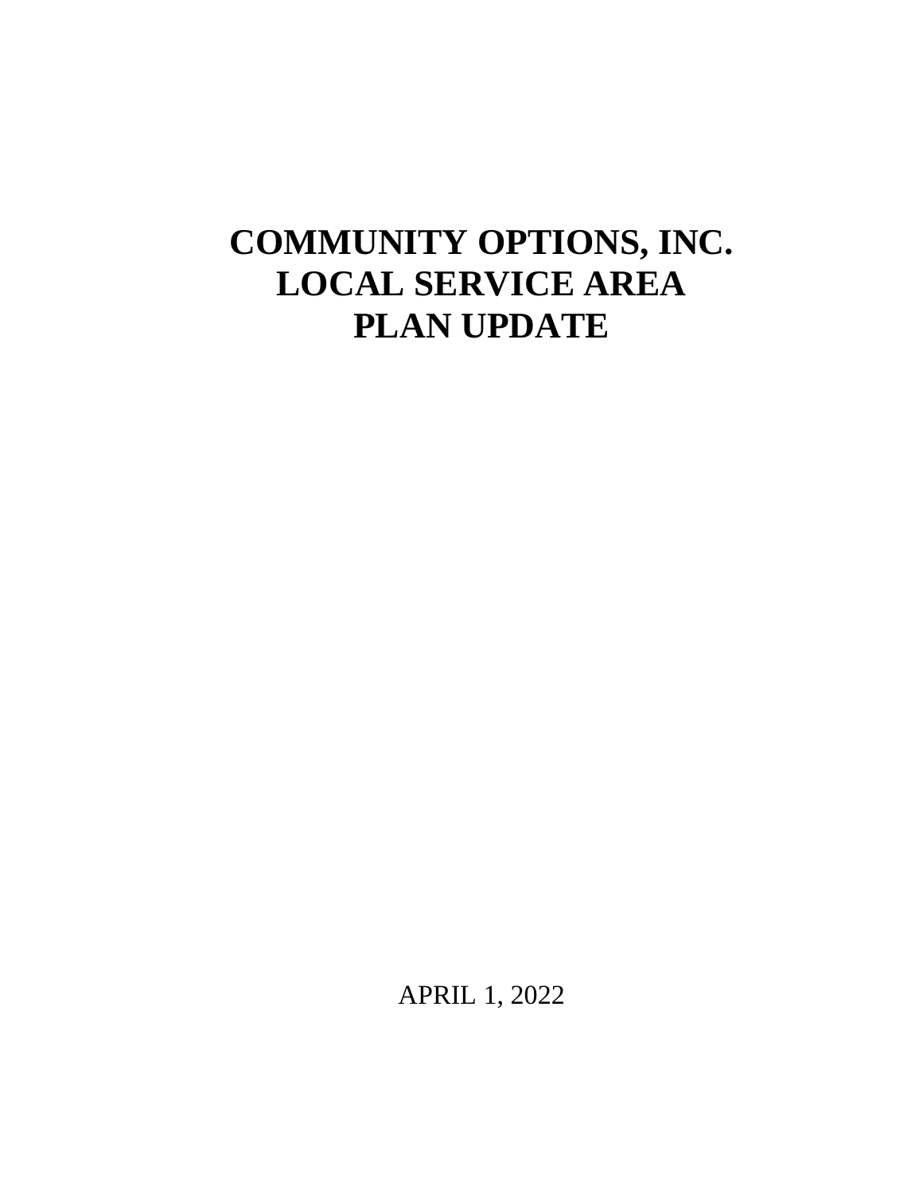# COMMUNITY OPTIONS, INC.
# LOCAL SERVICE AREA
# PLAN UPDATE

APRIL 1, 2022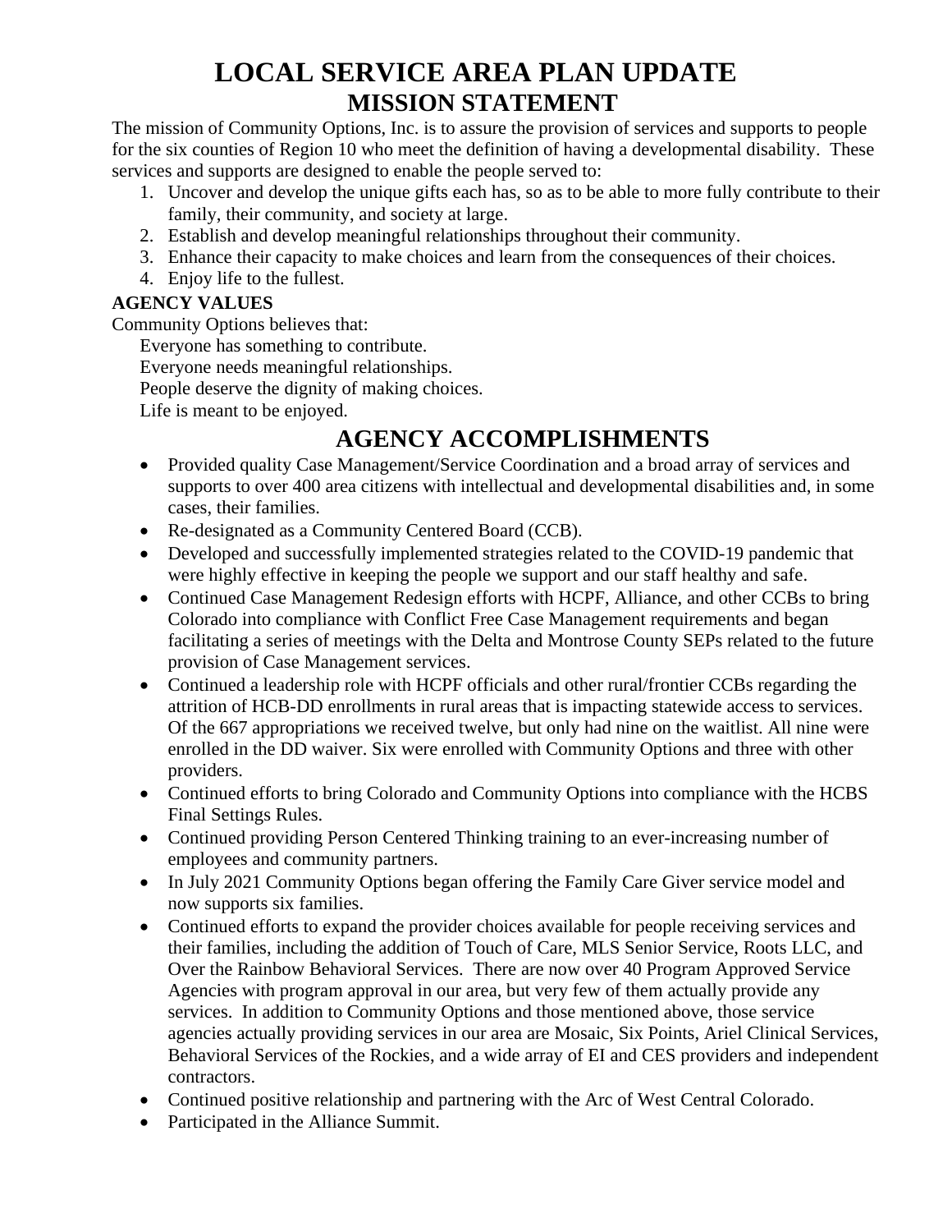# LOCAL SERVICE AREA PLAN UPDATE

## MISSION STATEMENT

The mission of Community Options, Inc. is to assure the provision of services and supports to people for the six counties of Region 10 who meet the definition of having a developmental disability. These services and supports are designed to enable the people served to:

1. Uncover and develop the unique gifts each has, so as to be able to more fully contribute to their family, their community, and society at large.
2. Establish and develop meaningful relationships throughout their community.
3. Enhance their capacity to make choices and learn from the consequences of their choices.
4. Enjoy life to the fullest.

**AGENCY VALUES**

Community Options believes that:

Everyone has something to contribute.
Everyone needs meaningful relationships.
People deserve the dignity of making choices.
Life is meant to be enjoyed.

## AGENCY ACCOMPLISHMENTS

- Provided quality Case Management/Service Coordination and a broad array of services and supports to over 400 area citizens with intellectual and developmental disabilities and, in some cases, their families.
- Re-designated as a Community Centered Board (CCB).
- Developed and successfully implemented strategies related to the COVID-19 pandemic that were highly effective in keeping the people we support and our staff healthy and safe.
- Continued Case Management Redesign efforts with HCPF, Alliance, and other CCBs to bring Colorado into compliance with Conflict Free Case Management requirements and began facilitating a series of meetings with the Delta and Montrose County SEPs related to the future provision of Case Management services.
- Continued a leadership role with HCPF officials and other rural/frontier CCBs regarding the attrition of HCB-DD enrollments in rural areas that is impacting statewide access to services. Of the 667 appropriations we received twelve, but only had nine on the waitlist. All nine were enrolled in the DD waiver. Six were enrolled with Community Options and three with other providers.
- Continued efforts to bring Colorado and Community Options into compliance with the HCBS Final Settings Rules.
- Continued providing Person Centered Thinking training to an ever-increasing number of employees and community partners.
- In July 2021 Community Options began offering the Family Care Giver service model and now supports six families.
- Continued efforts to expand the provider choices available for people receiving services and their families, including the addition of Touch of Care, MLS Senior Service, Roots LLC, and Over the Rainbow Behavioral Services. There are now over 40 Program Approved Service Agencies with program approval in our area, but very few of them actually provide any services. In addition to Community Options and those mentioned above, those service agencies actually providing services in our area are Mosaic, Six Points, Ariel Clinical Services, Behavioral Services of the Rockies, and a wide array of EI and CES providers and independent contractors.
- Continued positive relationship and partnering with the Arc of West Central Colorado.
- Participated in the Alliance Summit.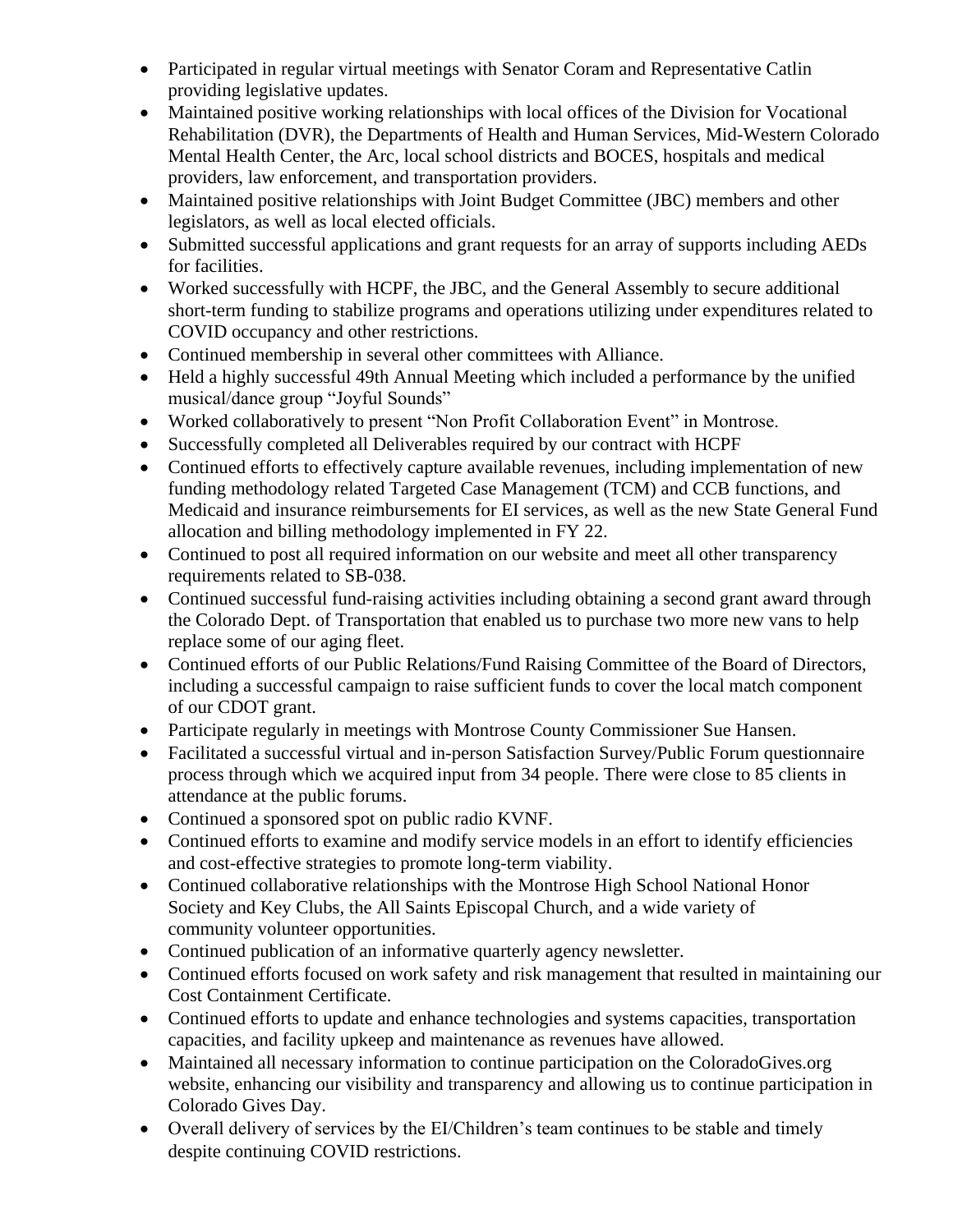- Participated in regular virtual meetings with Senator Coram and Representative Catlin providing legislative updates.
- Maintained positive working relationships with local offices of the Division for Vocational Rehabilitation (DVR), the Departments of Health and Human Services, Mid-Western Colorado Mental Health Center, the Arc, local school districts and BOCES, hospitals and medical providers, law enforcement, and transportation providers.
- Maintained positive relationships with Joint Budget Committee (JBC) members and other legislators, as well as local elected officials.
- Submitted successful applications and grant requests for an array of supports including AEDs for facilities.
- Worked successfully with HCPF, the JBC, and the General Assembly to secure additional short-term funding to stabilize programs and operations utilizing under expenditures related to COVID occupancy and other restrictions.
- Continued membership in several other committees with Alliance.
- Held a highly successful 49th Annual Meeting which included a performance by the unified musical/dance group "Joyful Sounds"
- Worked collaboratively to present "Non Profit Collaboration Event" in Montrose.
- Successfully completed all Deliverables required by our contract with HCPF
- Continued efforts to effectively capture available revenues, including implementation of new funding methodology related Targeted Case Management (TCM) and CCB functions, and Medicaid and insurance reimbursements for EI services, as well as the new State General Fund allocation and billing methodology implemented in FY 22.
- Continued to post all required information on our website and meet all other transparency requirements related to SB-038.
- Continued successful fund-raising activities including obtaining a second grant award through the Colorado Dept. of Transportation that enabled us to purchase two more new vans to help replace some of our aging fleet.
- Continued efforts of our Public Relations/Fund Raising Committee of the Board of Directors, including a successful campaign to raise sufficient funds to cover the local match component of our CDOT grant.
- Participate regularly in meetings with Montrose County Commissioner Sue Hansen.
- Facilitated a successful virtual and in-person Satisfaction Survey/Public Forum questionnaire process through which we acquired input from 34 people. There were close to 85 clients in attendance at the public forums.
- Continued a sponsored spot on public radio KVNF.
- Continued efforts to examine and modify service models in an effort to identify efficiencies and cost-effective strategies to promote long-term viability.
- Continued collaborative relationships with the Montrose High School National Honor Society and Key Clubs, the All Saints Episcopal Church, and a wide variety of community volunteer opportunities.
- Continued publication of an informative quarterly agency newsletter.
- Continued efforts focused on work safety and risk management that resulted in maintaining our Cost Containment Certificate.
- Continued efforts to update and enhance technologies and systems capacities, transportation capacities, and facility upkeep and maintenance as revenues have allowed.
- Maintained all necessary information to continue participation on the ColoradoGives.org website, enhancing our visibility and transparency and allowing us to continue participation in Colorado Gives Day.
- Overall delivery of services by the EI/Children's team continues to be stable and timely despite continuing COVID restrictions.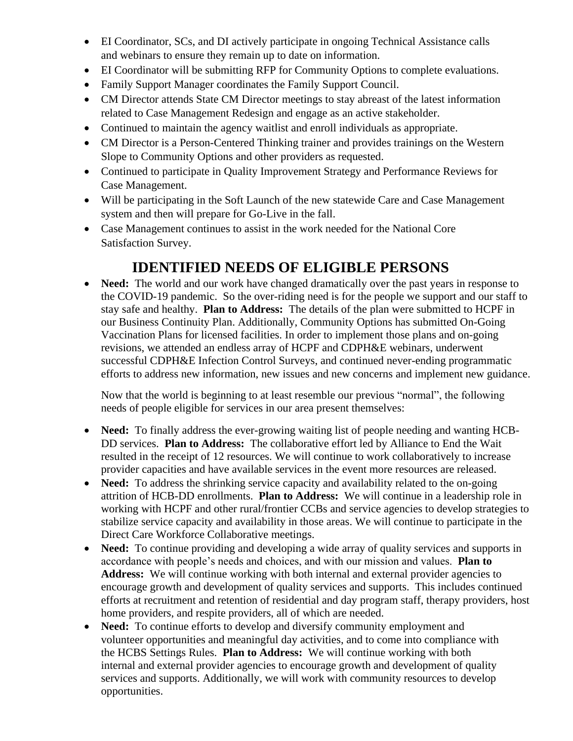- EI Coordinator, SCs, and DI actively participate in ongoing Technical Assistance calls and webinars to ensure they remain up to date on information.
- EI Coordinator will be submitting RFP for Community Options to complete evaluations.
- Family Support Manager coordinates the Family Support Council.
- CM Director attends State CM Director meetings to stay abreast of the latest information related to Case Management Redesign and engage as an active stakeholder.
- Continued to maintain the agency waitlist and enroll individuals as appropriate.
- CM Director is a Person-Centered Thinking trainer and provides trainings on the Western Slope to Community Options and other providers as requested.
- Continued to participate in Quality Improvement Strategy and Performance Reviews for Case Management.
- Will be participating in the Soft Launch of the new statewide Care and Case Management system and then will prepare for Go-Live in the fall.
- Case Management continues to assist in the work needed for the National Core Satisfaction Survey.

## IDENTIFIED NEEDS OF ELIGIBLE PERSONS

- **Need:** The world and our work have changed dramatically over the past years in response to the COVID-19 pandemic. So the over-riding need is for the people we support and our staff to stay safe and healthy. **Plan to Address:** The details of the plan were submitted to HCPF in our Business Continuity Plan. Additionally, Community Options has submitted On-Going Vaccination Plans for licensed facilities. In order to implement those plans and on-going revisions, we attended an endless array of HCPF and CDPH&E webinars, underwent successful CDPH&E Infection Control Surveys, and continued never-ending programmatic efforts to address new information, new issues and new concerns and implement new guidance.

  Now that the world is beginning to at least resemble our previous "normal", the following needs of people eligible for services in our area present themselves:

- **Need:** To finally address the ever-growing waiting list of people needing and wanting HCB-DD services. **Plan to Address:** The collaborative effort led by Alliance to End the Wait resulted in the receipt of 12 resources. We will continue to work collaboratively to increase provider capacities and have available services in the event more resources are released.
- **Need:** To address the shrinking service capacity and availability related to the on-going attrition of HCB-DD enrollments. **Plan to Address:** We will continue in a leadership role in working with HCPF and other rural/frontier CCBs and service agencies to develop strategies to stabilize service capacity and availability in those areas. We will continue to participate in the Direct Care Workforce Collaborative meetings.
- **Need:** To continue providing and developing a wide array of quality services and supports in accordance with people's needs and choices, and with our mission and values. **Plan to Address:** We will continue working with both internal and external provider agencies to encourage growth and development of quality services and supports. This includes continued efforts at recruitment and retention of residential and day program staff, therapy providers, host home providers, and respite providers, all of which are needed.
- **Need:** To continue efforts to develop and diversify community employment and volunteer opportunities and meaningful day activities, and to come into compliance with the HCBS Settings Rules. **Plan to Address:** We will continue working with both internal and external provider agencies to encourage growth and development of quality services and supports. Additionally, we will work with community resources to develop opportunities.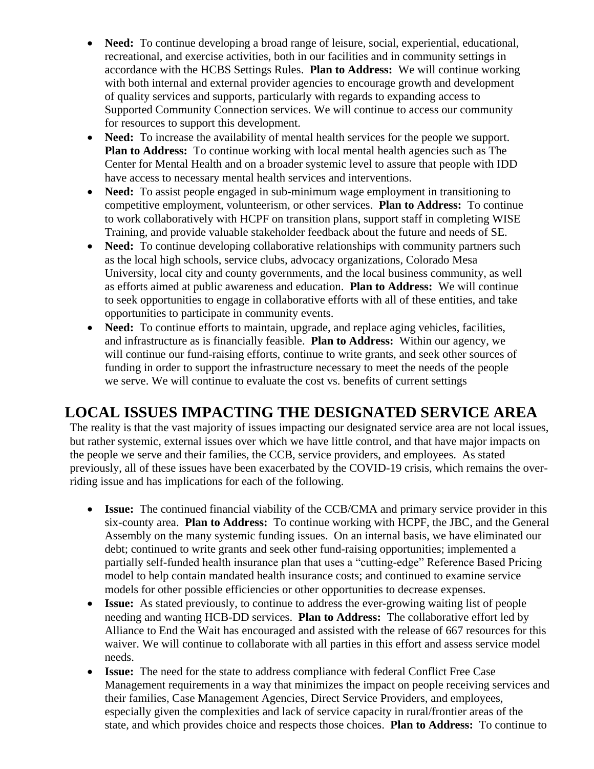- **Need:** To continue developing a broad range of leisure, social, experiential, educational, recreational, and exercise activities, both in our facilities and in community settings in accordance with the HCBS Settings Rules. **Plan to Address:** We will continue working with both internal and external provider agencies to encourage growth and development of quality services and supports, particularly with regards to expanding access to Supported Community Connection services. We will continue to access our community for resources to support this development.
- **Need:** To increase the availability of mental health services for the people we support. **Plan to Address:** To continue working with local mental health agencies such as The Center for Mental Health and on a broader systemic level to assure that people with IDD have access to necessary mental health services and interventions.
- **Need:** To assist people engaged in sub-minimum wage employment in transitioning to competitive employment, volunteerism, or other services. **Plan to Address:** To continue to work collaboratively with HCPF on transition plans, support staff in completing WISE Training, and provide valuable stakeholder feedback about the future and needs of SE.
- **Need:** To continue developing collaborative relationships with community partners such as the local high schools, service clubs, advocacy organizations, Colorado Mesa University, local city and county governments, and the local business community, as well as efforts aimed at public awareness and education. **Plan to Address:** We will continue to seek opportunities to engage in collaborative efforts with all of these entities, and take opportunities to participate in community events.
- **Need:** To continue efforts to maintain, upgrade, and replace aging vehicles, facilities, and infrastructure as is financially feasible. **Plan to Address:** Within our agency, we will continue our fund-raising efforts, continue to write grants, and seek other sources of funding in order to support the infrastructure necessary to meet the needs of the people we serve. We will continue to evaluate the cost vs. benefits of current settings

## LOCAL ISSUES IMPACTING THE DESIGNATED SERVICE AREA

The reality is that the vast majority of issues impacting our designated service area are not local issues, but rather systemic, external issues over which we have little control, and that have major impacts on the people we serve and their families, the CCB, service providers, and employees. As stated previously, all of these issues have been exacerbated by the COVID-19 crisis, which remains the over-riding issue and has implications for each of the following.

- **Issue:** The continued financial viability of the CCB/CMA and primary service provider in this six-county area. **Plan to Address:** To continue working with HCPF, the JBC, and the General Assembly on the many systemic funding issues. On an internal basis, we have eliminated our debt; continued to write grants and seek other fund-raising opportunities; implemented a partially self-funded health insurance plan that uses a "cutting-edge" Reference Based Pricing model to help contain mandated health insurance costs; and continued to examine service models for other possible efficiencies or other opportunities to decrease expenses.
- **Issue:** As stated previously, to continue to address the ever-growing waiting list of people needing and wanting HCB-DD services. **Plan to Address:** The collaborative effort led by Alliance to End the Wait has encouraged and assisted with the release of 667 resources for this waiver. We will continue to collaborate with all parties in this effort and assess service model needs.
- **Issue:** The need for the state to address compliance with federal Conflict Free Case Management requirements in a way that minimizes the impact on people receiving services and their families, Case Management Agencies, Direct Service Providers, and employees, especially given the complexities and lack of service capacity in rural/frontier areas of the state, and which provides choice and respects those choices. **Plan to Address:** To continue to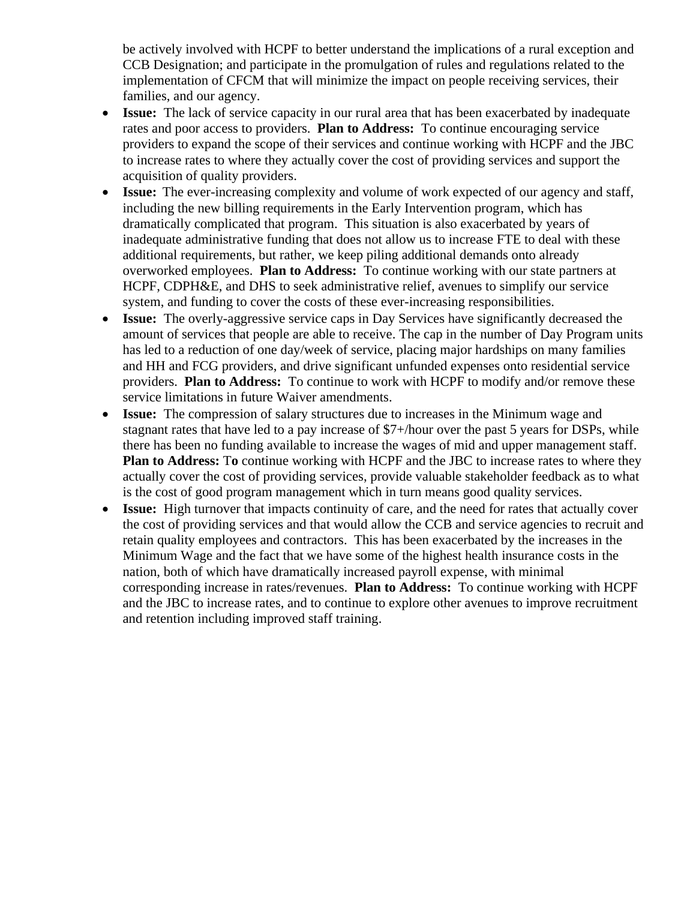be actively involved with HCPF to better understand the implications of a rural exception and CCB Designation; and participate in the promulgation of rules and regulations related to the implementation of CFCM that will minimize the impact on people receiving services, their families, and our agency.

- **Issue:** The lack of service capacity in our rural area that has been exacerbated by inadequate rates and poor access to providers. **Plan to Address:** To continue encouraging service providers to expand the scope of their services and continue working with HCPF and the JBC to increase rates to where they actually cover the cost of providing services and support the acquisition of quality providers.
- **Issue:** The ever-increasing complexity and volume of work expected of our agency and staff, including the new billing requirements in the Early Intervention program, which has dramatically complicated that program. This situation is also exacerbated by years of inadequate administrative funding that does not allow us to increase FTE to deal with these additional requirements, but rather, we keep piling additional demands onto already overworked employees. **Plan to Address:** To continue working with our state partners at HCPF, CDPH&E, and DHS to seek administrative relief, avenues to simplify our service system, and funding to cover the costs of these ever-increasing responsibilities.
- **Issue:** The overly-aggressive service caps in Day Services have significantly decreased the amount of services that people are able to receive. The cap in the number of Day Program units has led to a reduction of one day/week of service, placing major hardships on many families and HH and FCG providers, and drive significant unfunded expenses onto residential service providers. **Plan to Address:** To continue to work with HCPF to modify and/or remove these service limitations in future Waiver amendments.
- **Issue:** The compression of salary structures due to increases in the Minimum wage and stagnant rates that have led to a pay increase of $7+/hour over the past 5 years for DSPs, while there has been no funding available to increase the wages of mid and upper management staff. **Plan to Address:** To continue working with HCPF and the JBC to increase rates to where they actually cover the cost of providing services, provide valuable stakeholder feedback as to what is the cost of good program management which in turn means good quality services.
- **Issue:** High turnover that impacts continuity of care, and the need for rates that actually cover the cost of providing services and that would allow the CCB and service agencies to recruit and retain quality employees and contractors. This has been exacerbated by the increases in the Minimum Wage and the fact that we have some of the highest health insurance costs in the nation, both of which have dramatically increased payroll expense, with minimal corresponding increase in rates/revenues. **Plan to Address:** To continue working with HCPF and the JBC to increase rates, and to continue to explore other avenues to improve recruitment and retention including improved staff training.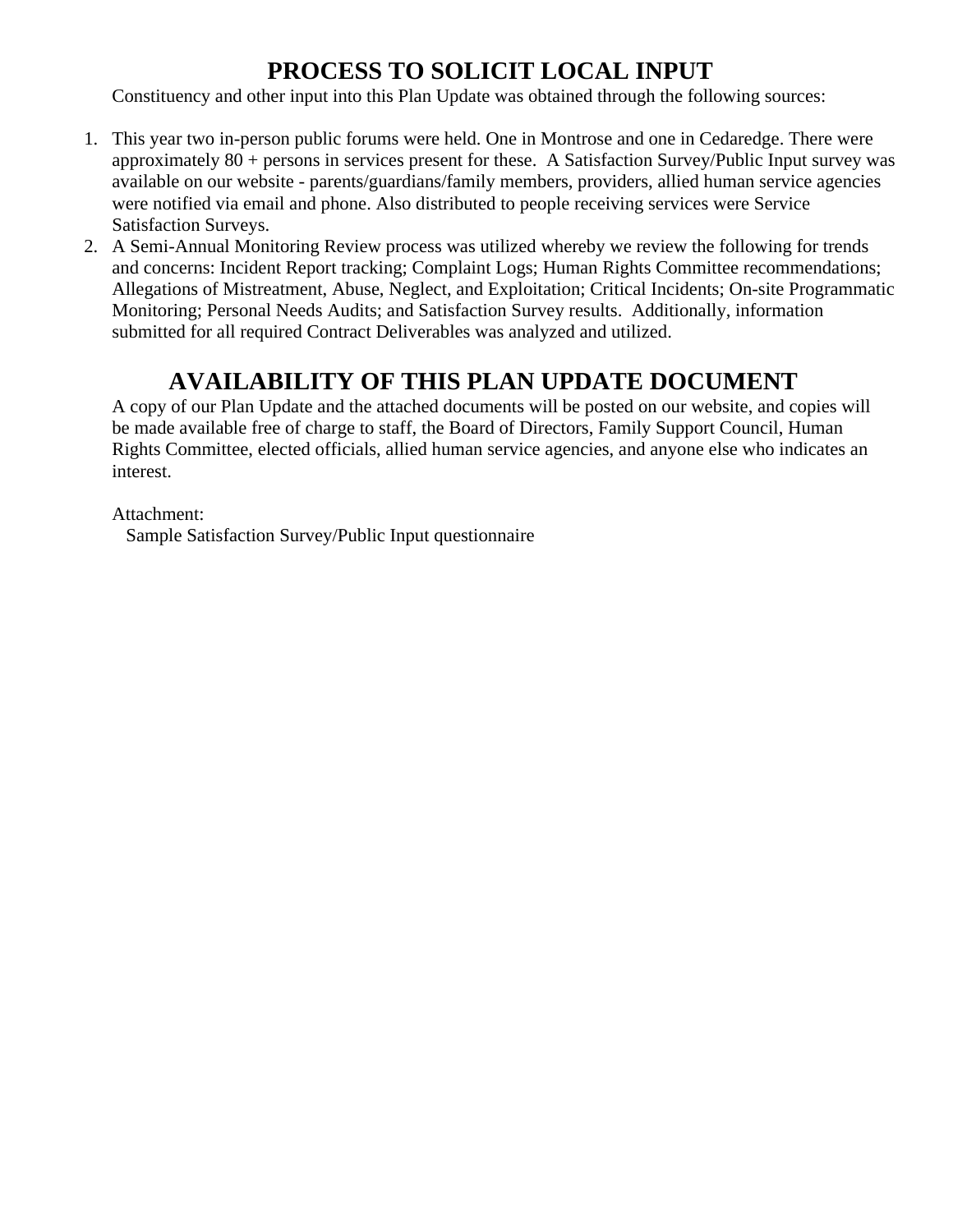# PROCESS TO SOLICIT LOCAL INPUT

Constituency and other input into this Plan Update was obtained through the following sources:

1. This year two in-person public forums were held. One in Montrose and one in Cedaredge. There were approximately 80 + persons in services present for these. A Satisfaction Survey/Public Input survey was available on our website - parents/guardians/family members, providers, allied human service agencies were notified via email and phone. Also distributed to people receiving services were Service Satisfaction Surveys.
2. A Semi-Annual Monitoring Review process was utilized whereby we review the following for trends and concerns: Incident Report tracking; Complaint Logs; Human Rights Committee recommendations; Allegations of Mistreatment, Abuse, Neglect, and Exploitation; Critical Incidents; On-site Programmatic Monitoring; Personal Needs Audits; and Satisfaction Survey results. Additionally, information submitted for all required Contract Deliverables was analyzed and utilized.

# AVAILABILITY OF THIS PLAN UPDATE DOCUMENT

A copy of our Plan Update and the attached documents will be posted on our website, and copies will be made available free of charge to staff, the Board of Directors, Family Support Council, Human Rights Committee, elected officials, allied human service agencies, and anyone else who indicates an interest.

Attachment:
Sample Satisfaction Survey/Public Input questionnaire